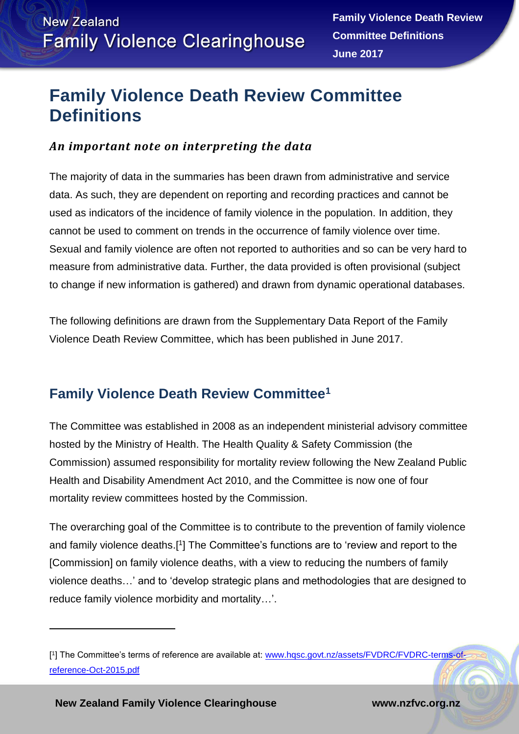# Family Violence Death Review Committee Definitions

### *An important note on interpreting the data*

The majority of data in the summaries has been drawn from administrative and service data. As such, they are dependent on reporting and recording practices and cannot be used as indicators of the incidence of family violence in the population. In addition, they cannot be used to comment on trends in the occurrence of family violence over time. Sexual and family violence are often not reported to authorities and so can be very hard to measure from administrative data. Further, the data provided is often provisional (subject to change if new information is gathered) and drawn from dynamic operational databases.

The following definitions are drawn from the Supplementary Data Report of the Family Violence Death Review Committee, which has been published in June 2017.

## Family Violence Death Review Committee[1]

The Committee was established in 2008 as an independent ministerial advisory committee hosted by the Ministry of Health. The Health Quality & Safety Commission (the Commission) assumed responsibility for mortality review following the New Zealand Public Health and Disability Amendment Act 2010, and the Committee is now one of four mortality review committees hosted by the Commission.

The overarching goal of the Committee is to contribute to the prevention of family violence and family violence deaths.[1] The Committee's functions are to 'review and report to the [Commission] on family violence deaths, with a view to reducing the numbers of family violence deaths…' and to 'develop strategic plans and methodologies that are designed to reduce family violence morbidity and mortality…'.

---

[1] The Committee's terms of reference are available at: www.hqsc.govt.nz/assets/FVDRC/FVDRC-terms-of-reference-Oct-2015.pdf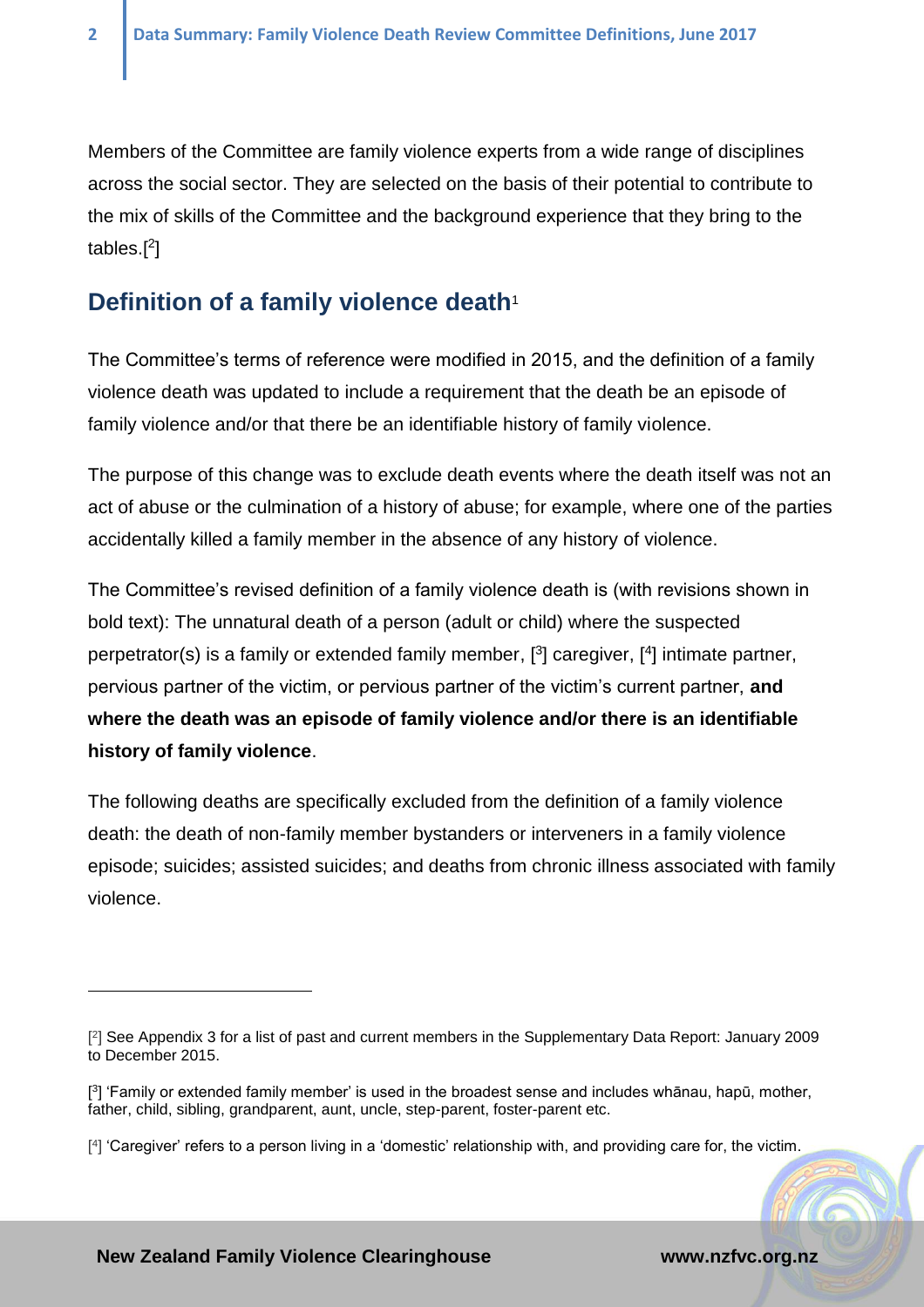Members of the Committee are family violence experts from a wide range of disciplines across the social sector. They are selected on the basis of their potential to contribute to the mix of skills of the Committee and the background experience that they bring to the tables.[2]

## Definition of a family violence death[1]

The Committee's terms of reference were modified in 2015, and the definition of a family violence death was updated to include a requirement that the death be an episode of family violence and/or that there be an identifiable history of family violence.

The purpose of this change was to exclude death events where the death itself was not an act of abuse or the culmination of a history of abuse; for example, where one of the parties accidentally killed a family member in the absence of any history of violence.

The Committee's revised definition of a family violence death is (with revisions shown in bold text): The unnatural death of a person (adult or child) where the suspected perpetrator(s) is a family or extended family member, [3] caregiver, [4] intimate partner, pervious partner of the victim, or pervious partner of the victim's current partner, **and where the death was an episode of family violence and/or there is an identifiable history of family violence**.

The following deaths are specifically excluded from the definition of a family violence death: the death of non-family member bystanders or interveners in a family violence episode; suicides; assisted suicides; and deaths from chronic illness associated with family violence.

---

[2] See Appendix 3 for a list of past and current members in the Supplementary Data Report: January 2009 to December 2015.

[3] 'Family or extended family member' is used in the broadest sense and includes whānau, hapū, mother, father, child, sibling, grandparent, aunt, uncle, step-parent, foster-parent etc.

[4] 'Caregiver' refers to a person living in a 'domestic' relationship with, and providing care for, the victim.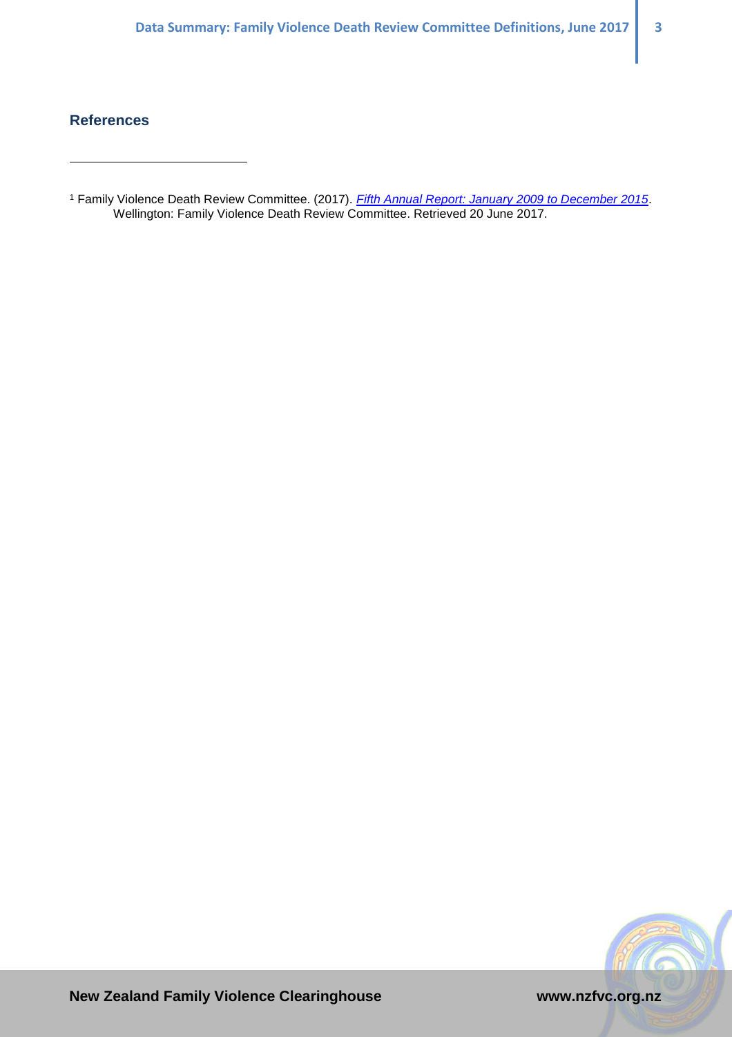## References

[1] Family Violence Death Review Committee. (2017). *Fifth Annual Report: January 2009 to December 2015*. Wellington: Family Violence Death Review Committee. Retrieved 20 June 2017.